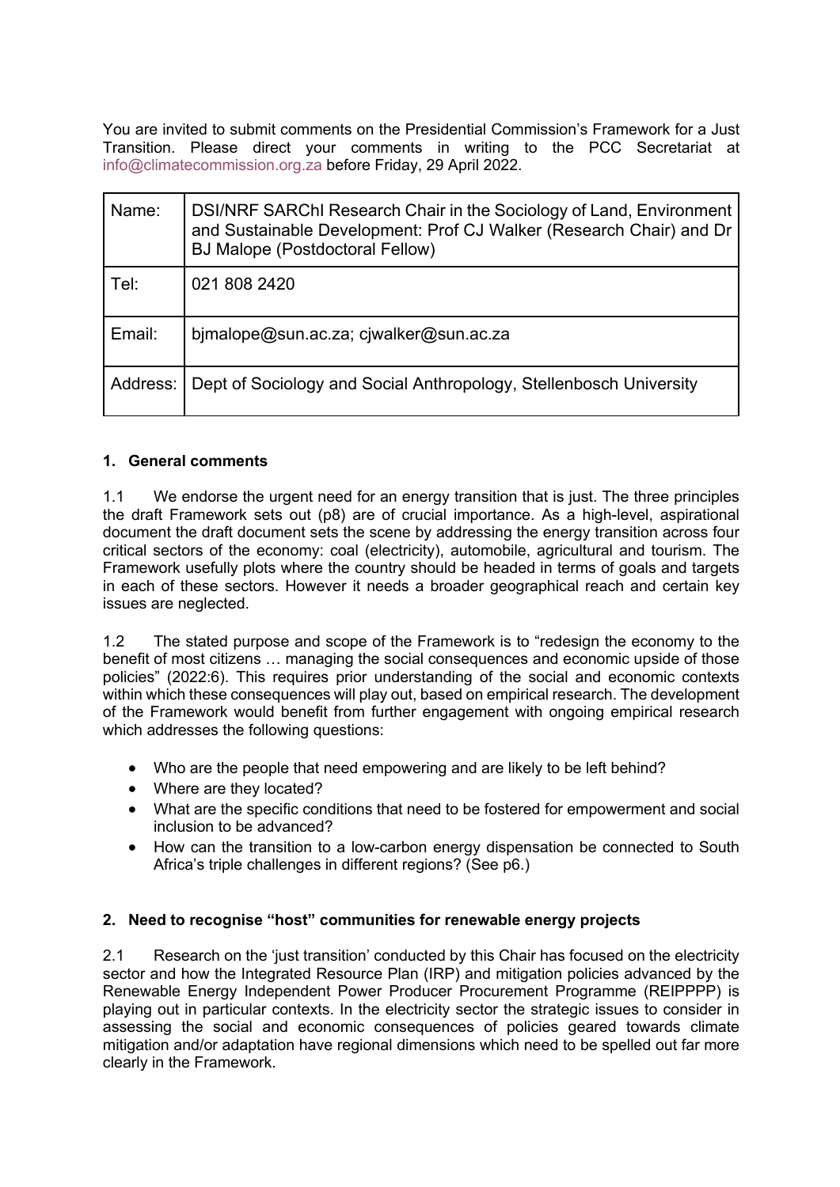You are invited to submit comments on the Presidential Commission's Framework for a Just Transition. Please direct your comments in writing to the PCC Secretariat at info@climatecommission.org.za before Friday, 29 April 2022.

| Name: | DSI/NRF SARChI Research Chair in the Sociology of Land, Environment and Sustainable Development: Prof CJ Walker (Research Chair) and Dr BJ Malope (Postdoctoral Fellow) |
|---|---|
| Tel: | 021 808 2420 |
| Email: | bjmalope@sun.ac.za; cjwalker@sun.ac.za |
| Address: | Dept of Sociology and Social Anthropology, Stellenbosch University |

## 1. General comments

1.1 We endorse the urgent need for an energy transition that is just. The three principles the draft Framework sets out (p8) are of crucial importance. As a high-level, aspirational document the draft document sets the scene by addressing the energy transition across four critical sectors of the economy: coal (electricity), automobile, agricultural and tourism. The Framework usefully plots where the country should be headed in terms of goals and targets in each of these sectors. However it needs a broader geographical reach and certain key issues are neglected.

1.2 The stated purpose and scope of the Framework is to "redesign the economy to the benefit of most citizens … managing the social consequences and economic upside of those policies" (2022:6). This requires prior understanding of the social and economic contexts within which these consequences will play out, based on empirical research. The development of the Framework would benefit from further engagement with ongoing empirical research which addresses the following questions:

- Who are the people that need empowering and are likely to be left behind?
- Where are they located?
- What are the specific conditions that need to be fostered for empowerment and social inclusion to be advanced?
- How can the transition to a low-carbon energy dispensation be connected to South Africa's triple challenges in different regions? (See p6.)

## 2. Need to recognise "host" communities for renewable energy projects

2.1 Research on the 'just transition' conducted by this Chair has focused on the electricity sector and how the Integrated Resource Plan (IRP) and mitigation policies advanced by the Renewable Energy Independent Power Producer Procurement Programme (REIPPPP) is playing out in particular contexts. In the electricity sector the strategic issues to consider in assessing the social and economic consequences of policies geared towards climate mitigation and/or adaptation have regional dimensions which need to be spelled out far more clearly in the Framework.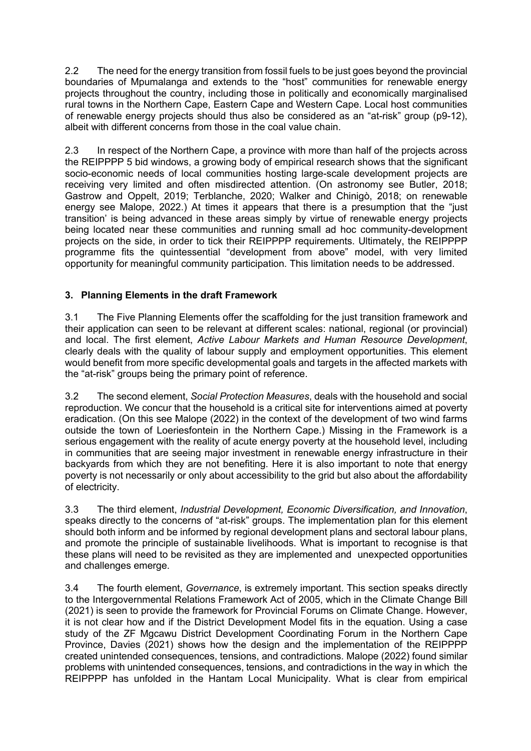2.2 The need for the energy transition from fossil fuels to be just goes beyond the provincial boundaries of Mpumalanga and extends to the "host" communities for renewable energy projects throughout the country, including those in politically and economically marginalised rural towns in the Northern Cape, Eastern Cape and Western Cape. Local host communities of renewable energy projects should thus also be considered as an "at-risk" group (p9-12), albeit with different concerns from those in the coal value chain.

2.3 In respect of the Northern Cape, a province with more than half of the projects across the REIPPPP 5 bid windows, a growing body of empirical research shows that the significant socio-economic needs of local communities hosting large-scale development projects are receiving very limited and often misdirected attention. (On astronomy see Butler, 2018; Gastrow and Oppelt, 2019; Terblanche, 2020; Walker and Chinigò, 2018; on renewable energy see Malope, 2022.) At times it appears that there is a presumption that the "just transition' is being advanced in these areas simply by virtue of renewable energy projects being located near these communities and running small ad hoc community-development projects on the side, in order to tick their REIPPPP requirements. Ultimately, the REIPPPP programme fits the quintessential "development from above" model, with very limited opportunity for meaningful community participation. This limitation needs to be addressed.

### 3. Planning Elements in the draft Framework

3.1 The Five Planning Elements offer the scaffolding for the just transition framework and their application can seen to be relevant at different scales: national, regional (or provincial) and local. The first element, *Active Labour Markets and Human Resource Development*, clearly deals with the quality of labour supply and employment opportunities. This element would benefit from more specific developmental goals and targets in the affected markets with the "at-risk" groups being the primary point of reference.

3.2 The second element, *Social Protection Measures*, deals with the household and social reproduction. We concur that the household is a critical site for interventions aimed at poverty eradication. (On this see Malope (2022) in the context of the development of two wind farms outside the town of Loeriesfontein in the Northern Cape.) Missing in the Framework is a serious engagement with the reality of acute energy poverty at the household level, including in communities that are seeing major investment in renewable energy infrastructure in their backyards from which they are not benefiting. Here it is also important to note that energy poverty is not necessarily or only about accessibility to the grid but also about the affordability of electricity.

3.3 The third element, *Industrial Development, Economic Diversification, and Innovation*, speaks directly to the concerns of "at-risk" groups. The implementation plan for this element should both inform and be informed by regional development plans and sectoral labour plans, and promote the principle of sustainable livelihoods. What is important to recognise is that these plans will need to be revisited as they are implemented and unexpected opportunities and challenges emerge.

3.4 The fourth element, *Governance*, is extremely important. This section speaks directly to the Intergovernmental Relations Framework Act of 2005, which in the Climate Change Bill (2021) is seen to provide the framework for Provincial Forums on Climate Change. However, it is not clear how and if the District Development Model fits in the equation. Using a case study of the ZF Mgcawu District Development Coordinating Forum in the Northern Cape Province, Davies (2021) shows how the design and the implementation of the REIPPPP created unintended consequences, tensions, and contradictions. Malope (2022) found similar problems with unintended consequences, tensions, and contradictions in the way in which the REIPPPP has unfolded in the Hantam Local Municipality. What is clear from empirical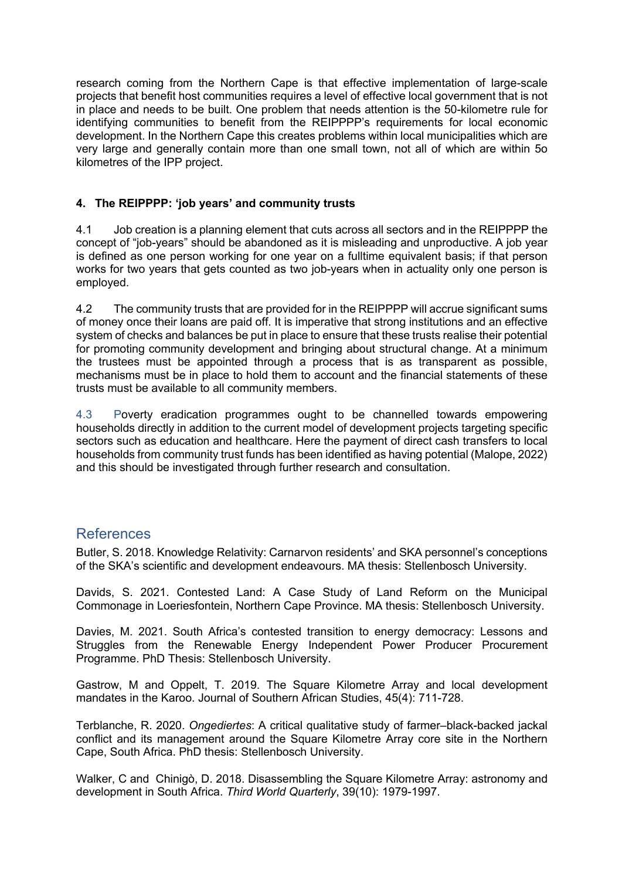research coming from the Northern Cape is that effective implementation of large-scale projects that benefit host communities requires a level of effective local government that is not in place and needs to be built. One problem that needs attention is the 50-kilometre rule for identifying communities to benefit from the REIPPPP's requirements for local economic development. In the Northern Cape this creates problems within local municipalities which are very large and generally contain more than one small town, not all of which are within 5o kilometres of the IPP project.

#### 4. The REIPPPP: 'job years' and community trusts

4.1 Job creation is a planning element that cuts across all sectors and in the REIPPPP the concept of "job-years" should be abandoned as it is misleading and unproductive. A job year is defined as one person working for one year on a fulltime equivalent basis; if that person works for two years that gets counted as two job-years when in actuality only one person is employed.

4.2 The community trusts that are provided for in the REIPPPP will accrue significant sums of money once their loans are paid off. It is imperative that strong institutions and an effective system of checks and balances be put in place to ensure that these trusts realise their potential for promoting community development and bringing about structural change. At a minimum the trustees must be appointed through a process that is as transparent as possible, mechanisms must be in place to hold them to account and the financial statements of these trusts must be available to all community members.

4.3 Poverty eradication programmes ought to be channelled towards empowering households directly in addition to the current model of development projects targeting specific sectors such as education and healthcare. Here the payment of direct cash transfers to local households from community trust funds has been identified as having potential (Malope, 2022) and this should be investigated through further research and consultation.

## References

Butler, S. 2018. Knowledge Relativity: Carnarvon residents' and SKA personnel's conceptions of the SKA's scientific and development endeavours. MA thesis: Stellenbosch University.

Davids, S. 2021. Contested Land: A Case Study of Land Reform on the Municipal Commonage in Loeriesfontein, Northern Cape Province. MA thesis: Stellenbosch University.

Davies, M. 2021. South Africa's contested transition to energy democracy: Lessons and Struggles from the Renewable Energy Independent Power Producer Procurement Programme. PhD Thesis: Stellenbosch University.

Gastrow, M and Oppelt, T. 2019. The Square Kilometre Array and local development mandates in the Karoo. Journal of Southern African Studies, 45(4): 711-728.

Terblanche, R. 2020. *Ongediertes*: A critical qualitative study of farmer–black-backed jackal conflict and its management around the Square Kilometre Array core site in the Northern Cape, South Africa. PhD thesis: Stellenbosch University.

Walker, C and Chinigò, D. 2018. Disassembling the Square Kilometre Array: astronomy and development in South Africa. *Third World Quarterly*, 39(10): 1979-1997.